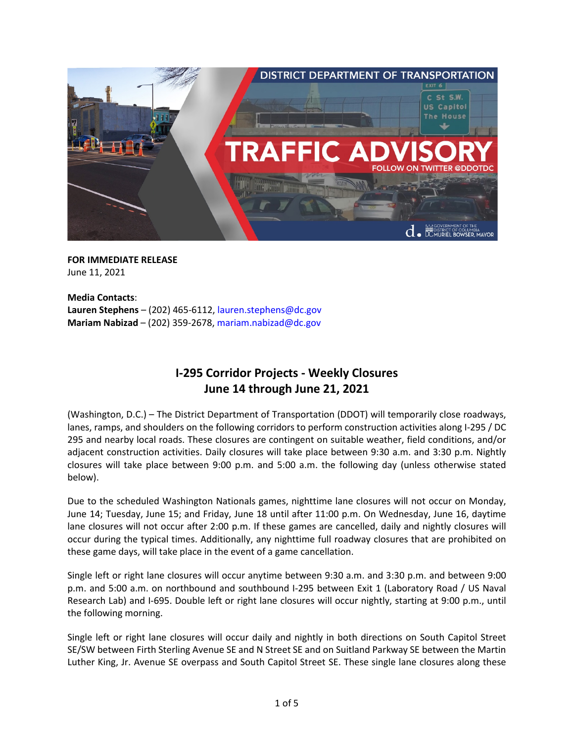**FOR IMMEDIATE RELEASE**
June 11, 2021

**Media Contacts**:
**Lauren Stephens** – (202) 465-6112, lauren.stephens@dc.gov
**Mariam Nabizad** – (202) 359-2678, mariam.nabizad@dc.gov

## I-295 Corridor Projects - Weekly Closures
## June 14 through June 21, 2021

(Washington, D.C.) – The District Department of Transportation (DDOT) will temporarily close roadways, lanes, ramps, and shoulders on the following corridors to perform construction activities along I-295 / DC 295 and nearby local roads. These closures are contingent on suitable weather, field conditions, and/or adjacent construction activities. Daily closures will take place between 9:30 a.m. and 3:30 p.m. Nightly closures will take place between 9:00 p.m. and 5:00 a.m. the following day (unless otherwise stated below).

Due to the scheduled Washington Nationals games, nighttime lane closures will not occur on Monday, June 14; Tuesday, June 15; and Friday, June 18 until after 11:00 p.m. On Wednesday, June 16, daytime lane closures will not occur after 2:00 p.m. If these games are cancelled, daily and nightly closures will occur during the typical times. Additionally, any nighttime full roadway closures that are prohibited on these game days, will take place in the event of a game cancellation.

Single left or right lane closures will occur anytime between 9:30 a.m. and 3:30 p.m. and between 9:00 p.m. and 5:00 a.m. on northbound and southbound I-295 between Exit 1 (Laboratory Road / US Naval Research Lab) and I-695. Double left or right lane closures will occur nightly, starting at 9:00 p.m., until the following morning.

Single left or right lane closures will occur daily and nightly in both directions on South Capitol Street SE/SW between Firth Sterling Avenue SE and N Street SE and on Suitland Parkway SE between the Martin Luther King, Jr. Avenue SE overpass and South Capitol Street SE. These single lane closures along these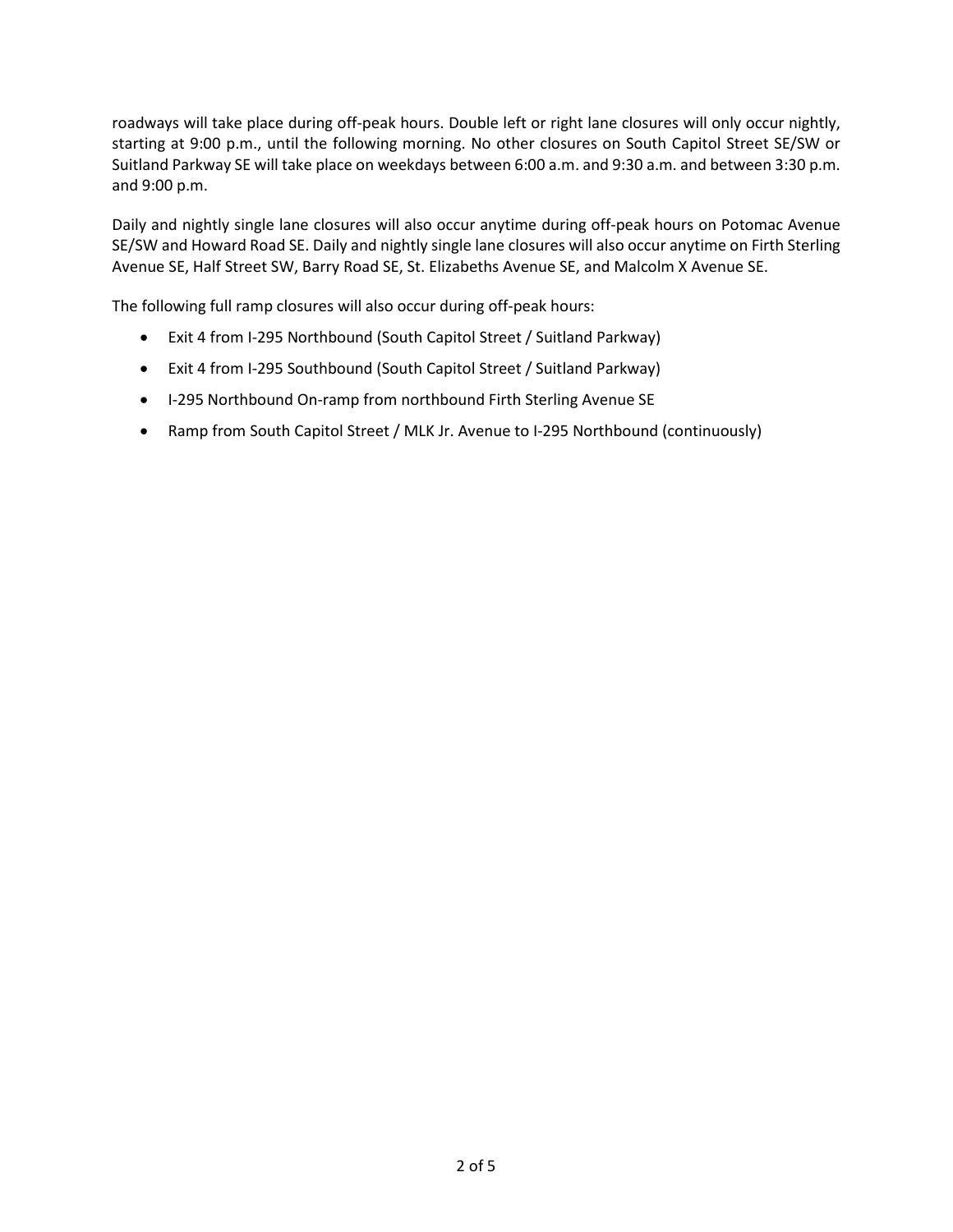roadways will take place during off-peak hours. Double left or right lane closures will only occur nightly, starting at 9:00 p.m., until the following morning. No other closures on South Capitol Street SE/SW or Suitland Parkway SE will take place on weekdays between 6:00 a.m. and 9:30 a.m. and between 3:30 p.m. and 9:00 p.m.

Daily and nightly single lane closures will also occur anytime during off-peak hours on Potomac Avenue SE/SW and Howard Road SE. Daily and nightly single lane closures will also occur anytime on Firth Sterling Avenue SE, Half Street SW, Barry Road SE, St. Elizabeths Avenue SE, and Malcolm X Avenue SE.

The following full ramp closures will also occur during off-peak hours:

- Exit 4 from I-295 Northbound (South Capitol Street / Suitland Parkway)
- Exit 4 from I-295 Southbound (South Capitol Street / Suitland Parkway)
- I-295 Northbound On-ramp from northbound Firth Sterling Avenue SE
- Ramp from South Capitol Street / MLK Jr. Avenue to I-295 Northbound (continuously)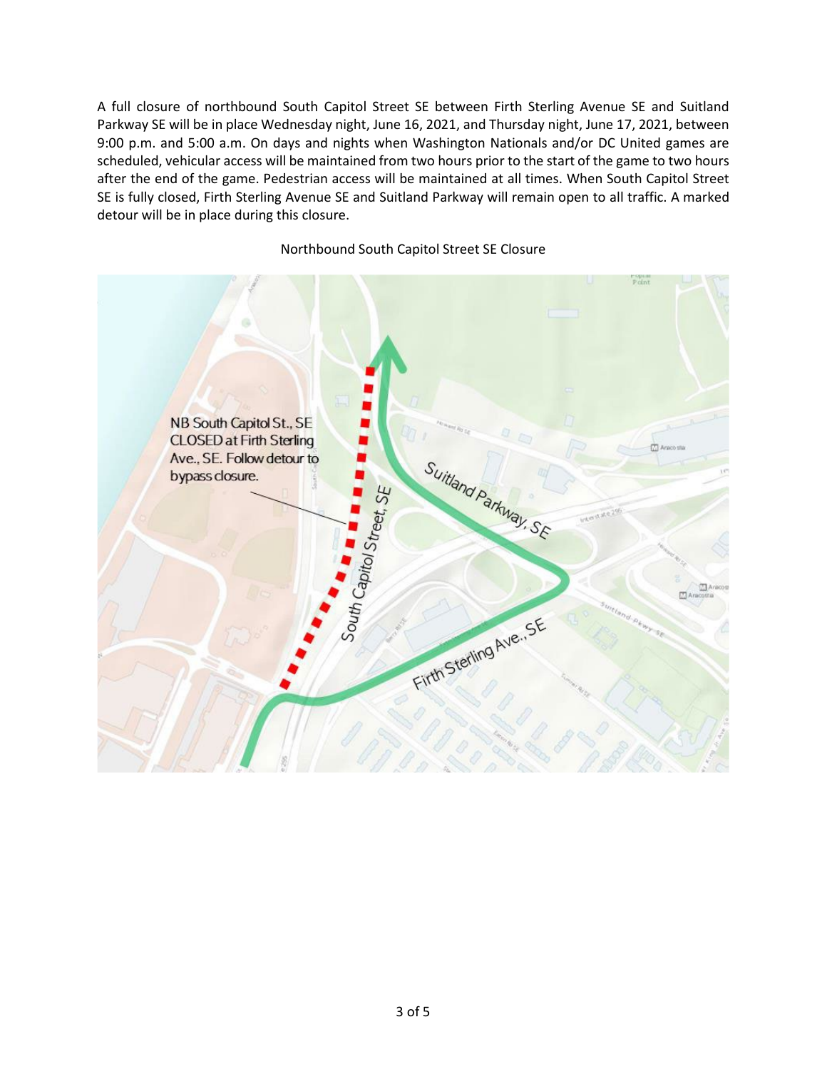A full closure of northbound South Capitol Street SE between Firth Sterling Avenue SE and Suitland Parkway SE will be in place Wednesday night, June 16, 2021, and Thursday night, June 17, 2021, between 9:00 p.m. and 5:00 a.m. On days and nights when Washington Nationals and/or DC United games are scheduled, vehicular access will be maintained from two hours prior to the start of the game to two hours after the end of the game. Pedestrian access will be maintained at all times. When South Capitol Street SE is fully closed, Firth Sterling Avenue SE and Suitland Parkway will remain open to all traffic. A marked detour will be in place during this closure.

Northbound South Capitol Street SE Closure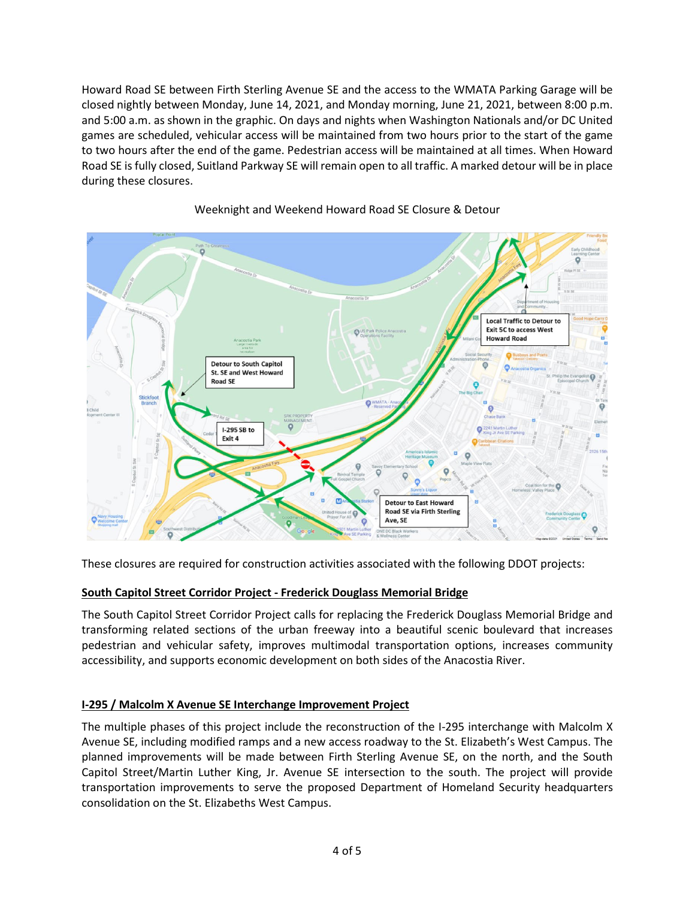Howard Road SE between Firth Sterling Avenue SE and the access to the WMATA Parking Garage will be closed nightly between Monday, June 14, 2021, and Monday morning, June 21, 2021, between 8:00 p.m. and 5:00 a.m. as shown in the graphic. On days and nights when Washington Nationals and/or DC United games are scheduled, vehicular access will be maintained from two hours prior to the start of the game to two hours after the end of the game. Pedestrian access will be maintained at all times. When Howard Road SE is fully closed, Suitland Parkway SE will remain open to all traffic. A marked detour will be in place during these closures.

Weeknight and Weekend Howard Road SE Closure & Detour

These closures are required for construction activities associated with the following DDOT projects:

## South Capitol Street Corridor Project - Frederick Douglass Memorial Bridge

The South Capitol Street Corridor Project calls for replacing the Frederick Douglass Memorial Bridge and transforming related sections of the urban freeway into a beautiful scenic boulevard that increases pedestrian and vehicular safety, improves multimodal transportation options, increases community accessibility, and supports economic development on both sides of the Anacostia River.

## I-295 / Malcolm X Avenue SE Interchange Improvement Project

The multiple phases of this project include the reconstruction of the I-295 interchange with Malcolm X Avenue SE, including modified ramps and a new access roadway to the St. Elizabeth's West Campus. The planned improvements will be made between Firth Sterling Avenue SE, on the north, and the South Capitol Street/Martin Luther King, Jr. Avenue SE intersection to the south. The project will provide transportation improvements to serve the proposed Department of Homeland Security headquarters consolidation on the St. Elizabeths West Campus.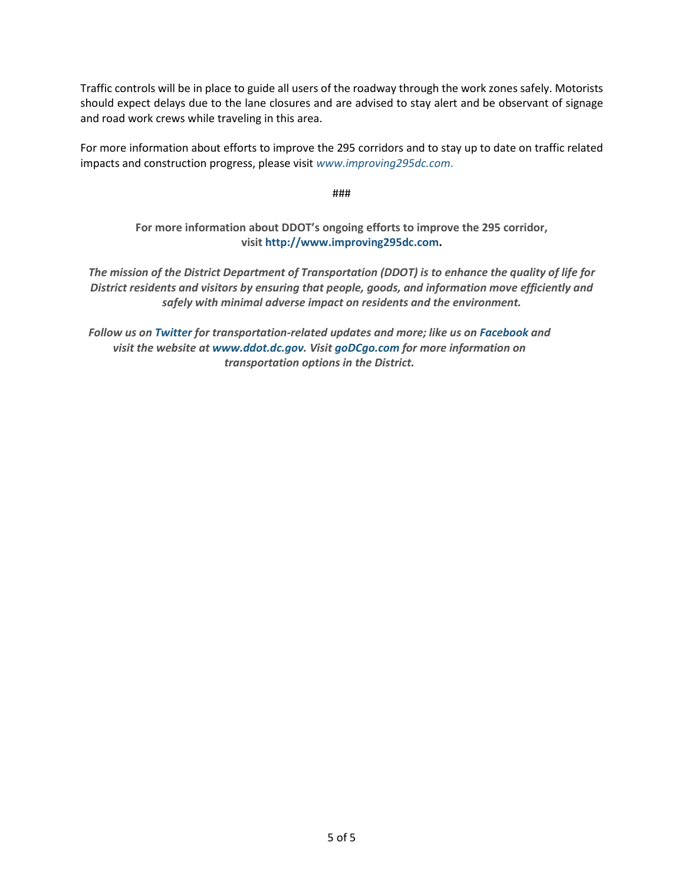Traffic controls will be in place to guide all users of the roadway through the work zones safely. Motorists should expect delays due to the lane closures and are advised to stay alert and be observant of signage and road work crews while traveling in this area.

For more information about efforts to improve the 295 corridors and to stay up to date on traffic related impacts and construction progress, please visit *www.improving295dc.com*.

###

**For more information about DDOT's ongoing efforts to improve the 295 corridor, visit http://www.improving295dc.com.**

***The mission of the District Department of Transportation (DDOT) is to enhance the quality of life for District residents and visitors by ensuring that people, goods, and information move efficiently and safely with minimal adverse impact on residents and the environment.***

***Follow us on Twitter for transportation-related updates and more; like us on Facebook and visit the website at www.ddot.dc.gov. Visit goDCgo.com for more information on transportation options in the District.***